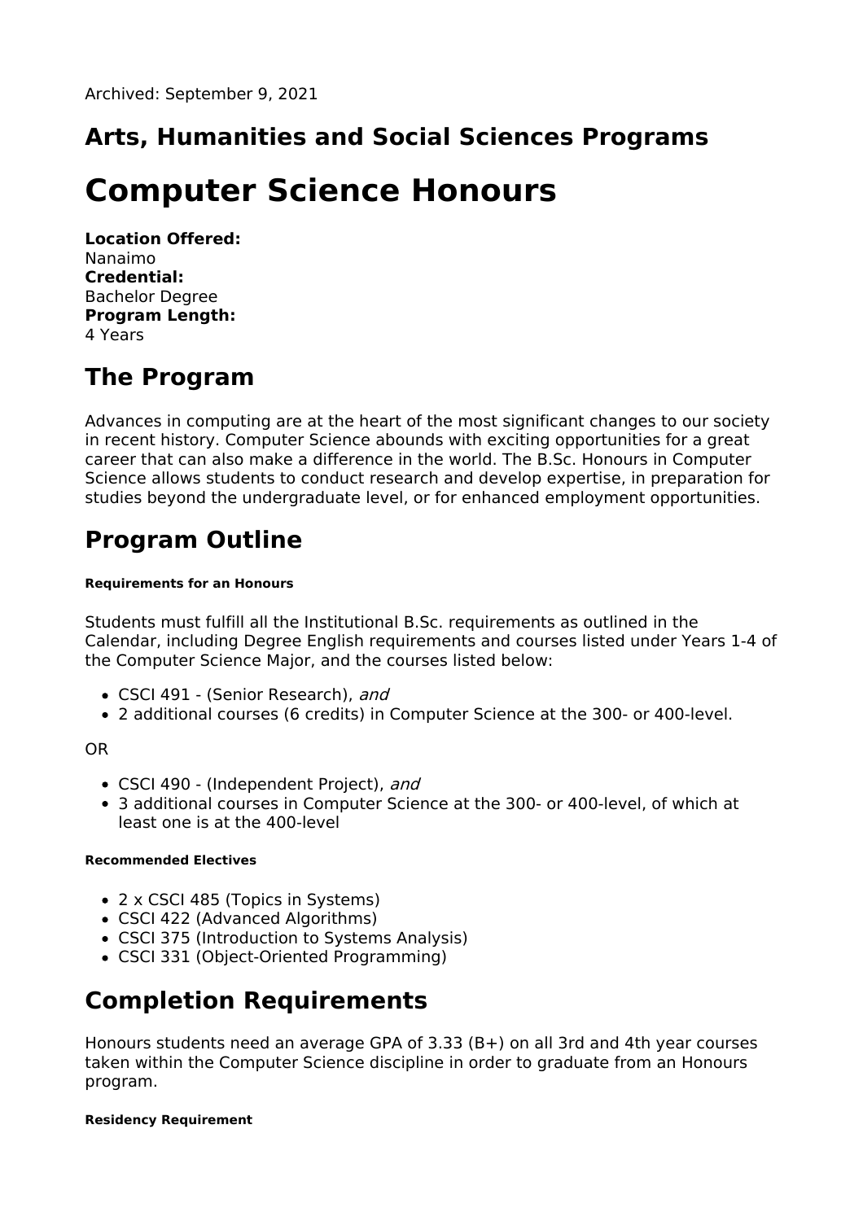Archived: September 9, 2021

## Arts, Humanities and Social Sciences Programs

# Computer Science Honours

**Location Offered:**
Nanaimo
**Credential:**
Bachelor Degree
**Program Length:**
4 Years

## The Program

Advances in computing are at the heart of the most significant changes to our society in recent history. Computer Science abounds with exciting opportunities for a great career that can also make a difference in the world. The B.Sc. Honours in Computer Science allows students to conduct research and develop expertise, in preparation for studies beyond the undergraduate level, or for enhanced employment opportunities.

## Program Outline

###### Requirements for an Honours

Students must fulfill all the Institutional B.Sc. requirements as outlined in the Calendar, including Degree English requirements and courses listed under Years 1-4 of the Computer Science Major, and the courses listed below:

- CSCI 491 - (Senior Research), *and*
- 2 additional courses (6 credits) in Computer Science at the 300- or 400-level.

OR

- CSCI 490 - (Independent Project), *and*
- 3 additional courses in Computer Science at the 300- or 400-level, of which at least one is at the 400-level

###### Recommended Electives

- 2 x CSCI 485 (Topics in Systems)
- CSCI 422 (Advanced Algorithms)
- CSCI 375 (Introduction to Systems Analysis)
- CSCI 331 (Object-Oriented Programming)

## Completion Requirements

Honours students need an average GPA of 3.33 (B+) on all 3rd and 4th year courses taken within the Computer Science discipline in order to graduate from an Honours program.

###### Residency Requirement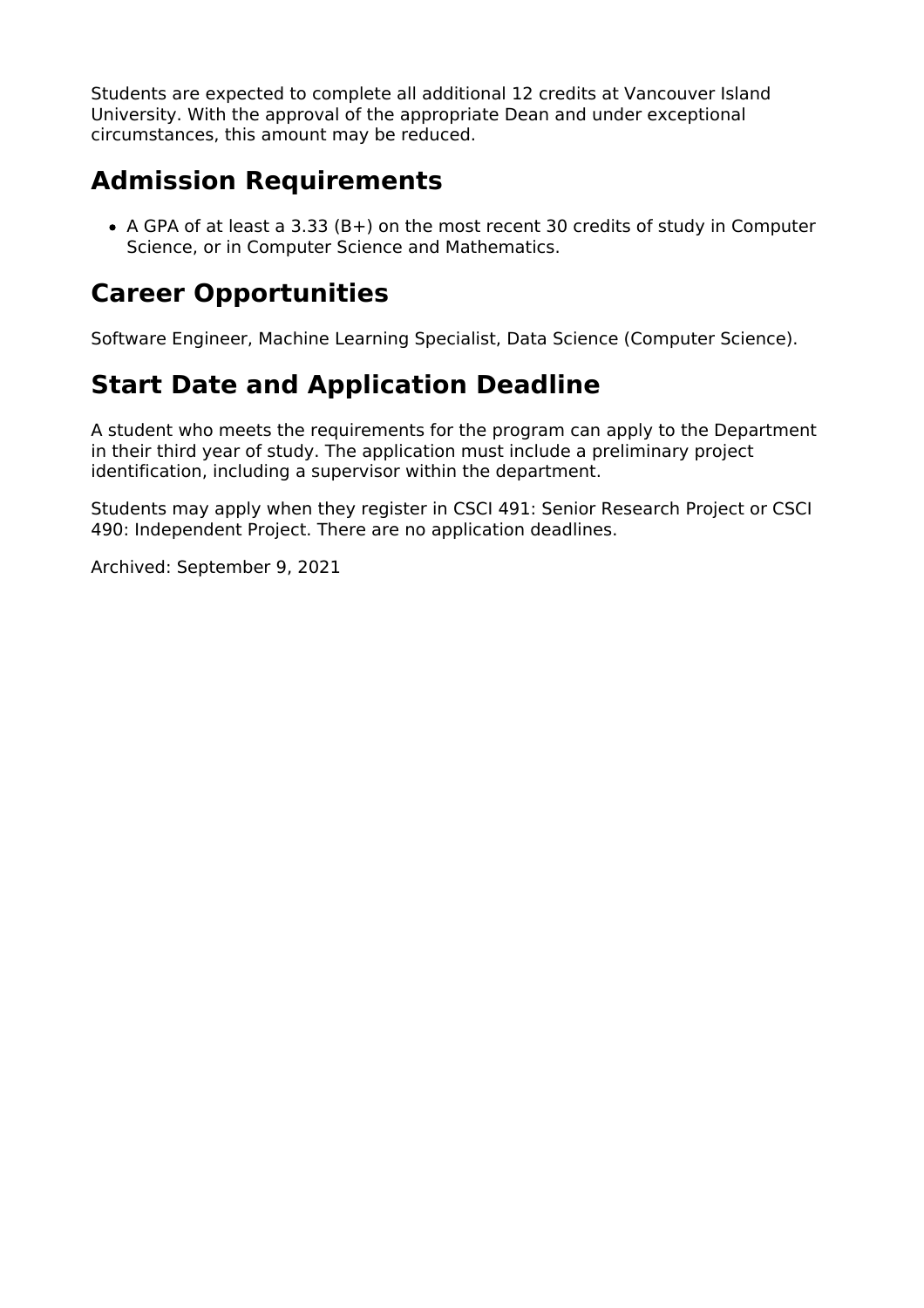Students are expected to complete all additional 12 credits at Vancouver Island University. With the approval of the appropriate Dean and under exceptional circumstances, this amount may be reduced.

## Admission Requirements

- A GPA of at least a 3.33 (B+) on the most recent 30 credits of study in Computer Science, or in Computer Science and Mathematics.

## Career Opportunities

Software Engineer, Machine Learning Specialist, Data Science (Computer Science).

## Start Date and Application Deadline

A student who meets the requirements for the program can apply to the Department in their third year of study. The application must include a preliminary project identification, including a supervisor within the department.

Students may apply when they register in CSCI 491: Senior Research Project or CSCI 490: Independent Project. There are no application deadlines.

Archived: September 9, 2021